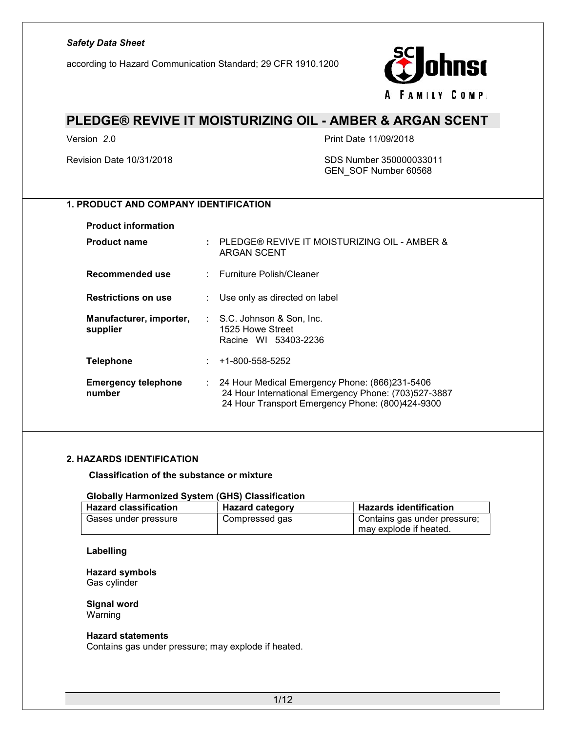*Safety Data Sheet*

according to Hazard Communication Standard; 29 CFR 1910.1200

# PLEDGE® REVIVE IT MOISTURIZING OIL - AMBER & ARGAN SCENT

Version 2.0

Print Date 11/09/2018

Revision Date 10/31/2018

SDS Number 350000033011
GEN_SOF Number 60568

## 1. PRODUCT AND COMPANY IDENTIFICATION

**Product information**

**Product name** : PLEDGE® REVIVE IT MOISTURIZING OIL - AMBER & ARGAN SCENT

**Recommended use** : Furniture Polish/Cleaner

**Restrictions on use** : Use only as directed on label

**Manufacturer, importer, supplier** : S.C. Johnson & Son, Inc.
1525 Howe Street
Racine WI 53403-2236

**Telephone** : +1-800-558-5252

**Emergency telephone number** : 24 Hour Medical Emergency Phone: (866)231-5406
24 Hour International Emergency Phone: (703)527-3887
24 Hour Transport Emergency Phone: (800)424-9300

## 2. HAZARDS IDENTIFICATION

**Classification of the substance or mixture**

**Globally Harmonized System (GHS) Classification**

| Hazard classification | Hazard category | Hazards identification |
|---|---|---|
| Gases under pressure | Compressed gas | Contains gas under pressure; may explode if heated. |

**Labelling**

**Hazard symbols**
Gas cylinder

**Signal word**
Warning

**Hazard statements**
Contains gas under pressure; may explode if heated.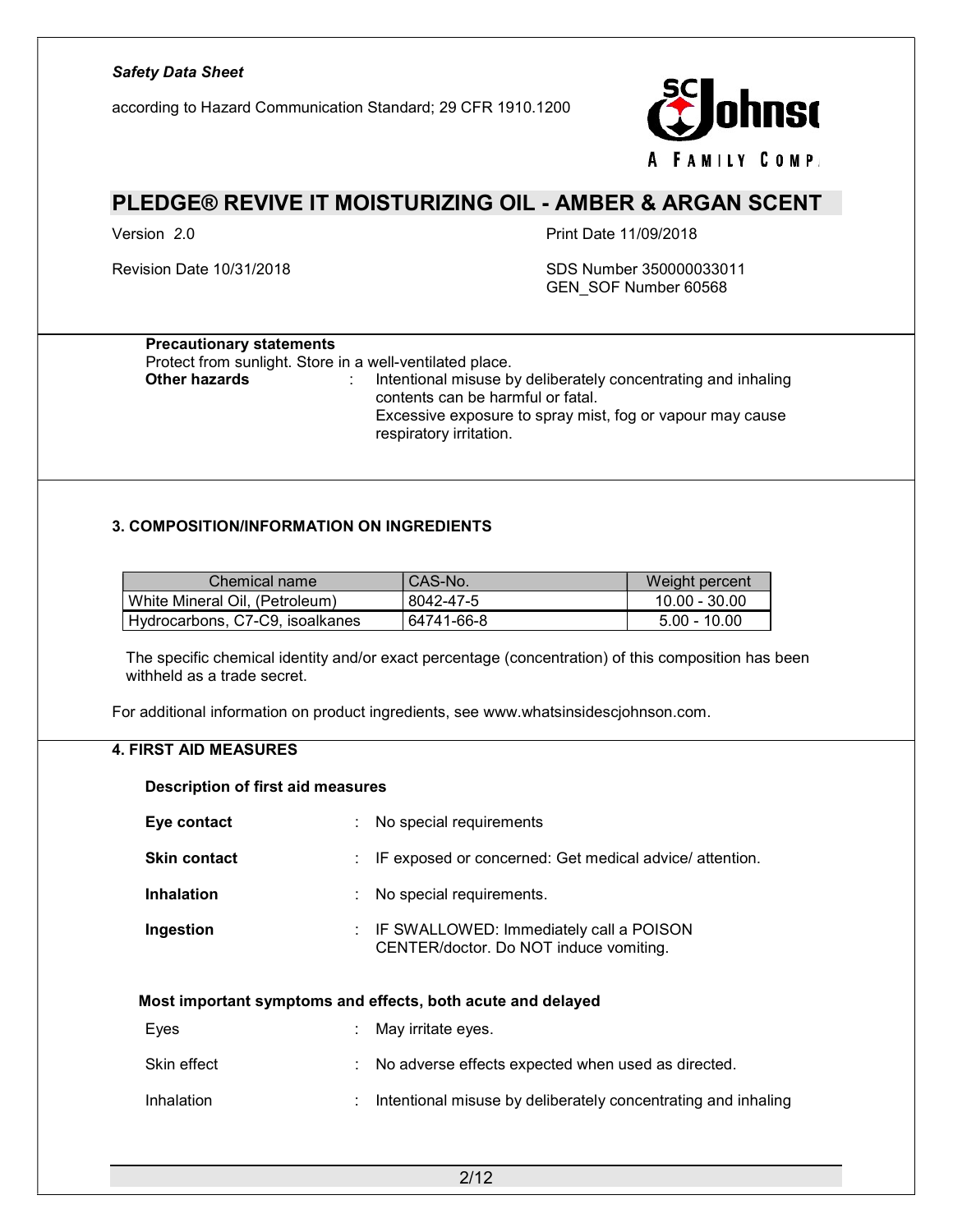**Precautionary statements**

Protect from sunlight. Store in a well-ventilated place.

**Other hazards** : Intentional misuse by deliberately concentrating and inhaling contents can be harmful or fatal.
Excessive exposure to spray mist, fog or vapour may cause respiratory irritation.

## 3. COMPOSITION/INFORMATION ON INGREDIENTS

| Chemical name | CAS-No. | Weight percent |
|---|---|---|
| White Mineral Oil, (Petroleum) | 8042-47-5 | 10.00 - 30.00 |
| Hydrocarbons, C7-C9, isoalkanes | 64741-66-8 | 5.00 - 10.00 |

The specific chemical identity and/or exact percentage (concentration) of this composition has been withheld as a trade secret.

For additional information on product ingredients, see www.whatsinsidescjohnson.com.

## 4. FIRST AID MEASURES

**Description of first aid measures**

**Eye contact** : No special requirements

**Skin contact** : IF exposed or concerned: Get medical advice/ attention.

**Inhalation** : No special requirements.

**Ingestion** : IF SWALLOWED: Immediately call a POISON CENTER/doctor. Do NOT induce vomiting.

**Most important symptoms and effects, both acute and delayed**

Eyes : May irritate eyes.

Skin effect : No adverse effects expected when used as directed.

Inhalation : Intentional misuse by deliberately concentrating and inhaling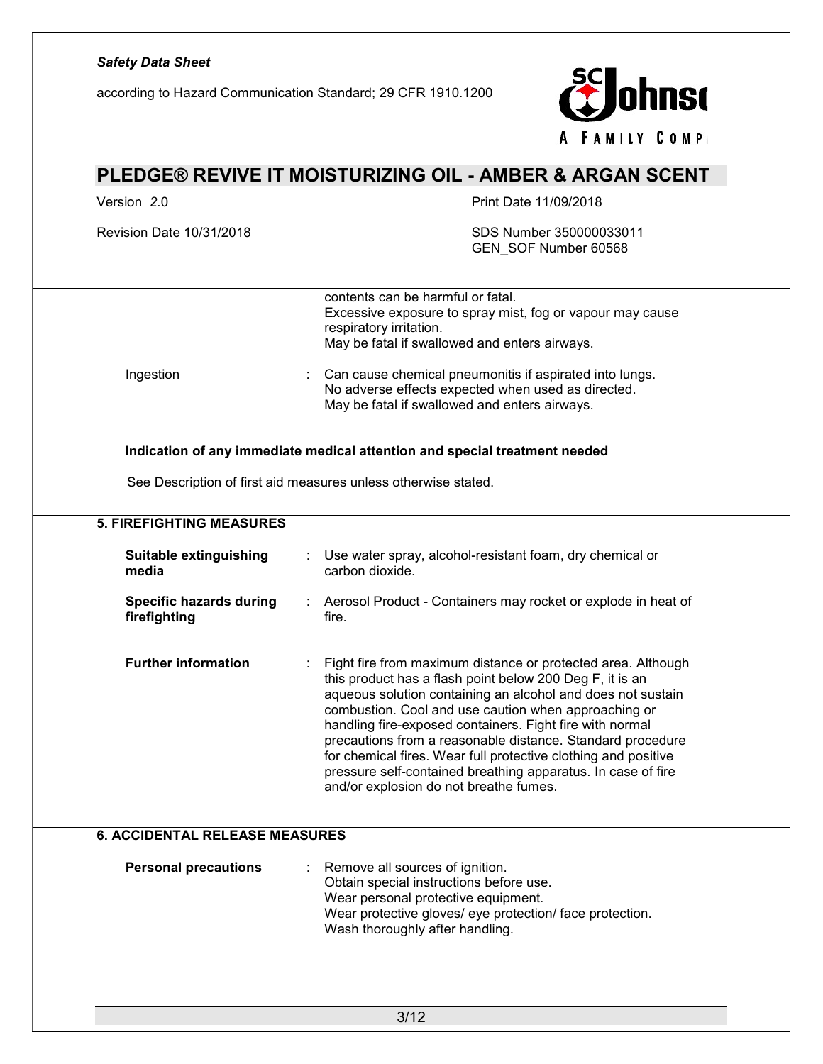contents can be harmful or fatal.
Excessive exposure to spray mist, fog or vapour may cause respiratory irritation.
May be fatal if swallowed and enters airways.

Ingestion : Can cause chemical pneumonitis if aspirated into lungs.
No adverse effects expected when used as directed.
May be fatal if swallowed and enters airways.

**Indication of any immediate medical attention and special treatment needed**

See Description of first aid measures unless otherwise stated.

## 5. FIREFIGHTING MEASURES

**Suitable extinguishing media** : Use water spray, alcohol-resistant foam, dry chemical or carbon dioxide.

**Specific hazards during firefighting** : Aerosol Product - Containers may rocket or explode in heat of fire.

**Further information** : Fight fire from maximum distance or protected area. Although this product has a flash point below 200 Deg F, it is an aqueous solution containing an alcohol and does not sustain combustion. Cool and use caution when approaching or handling fire-exposed containers. Fight fire with normal precautions from a reasonable distance. Standard procedure for chemical fires. Wear full protective clothing and positive pressure self-contained breathing apparatus. In case of fire and/or explosion do not breathe fumes.

## 6. ACCIDENTAL RELEASE MEASURES

**Personal precautions** : Remove all sources of ignition.
Obtain special instructions before use.
Wear personal protective equipment.
Wear protective gloves/ eye protection/ face protection.
Wash thoroughly after handling.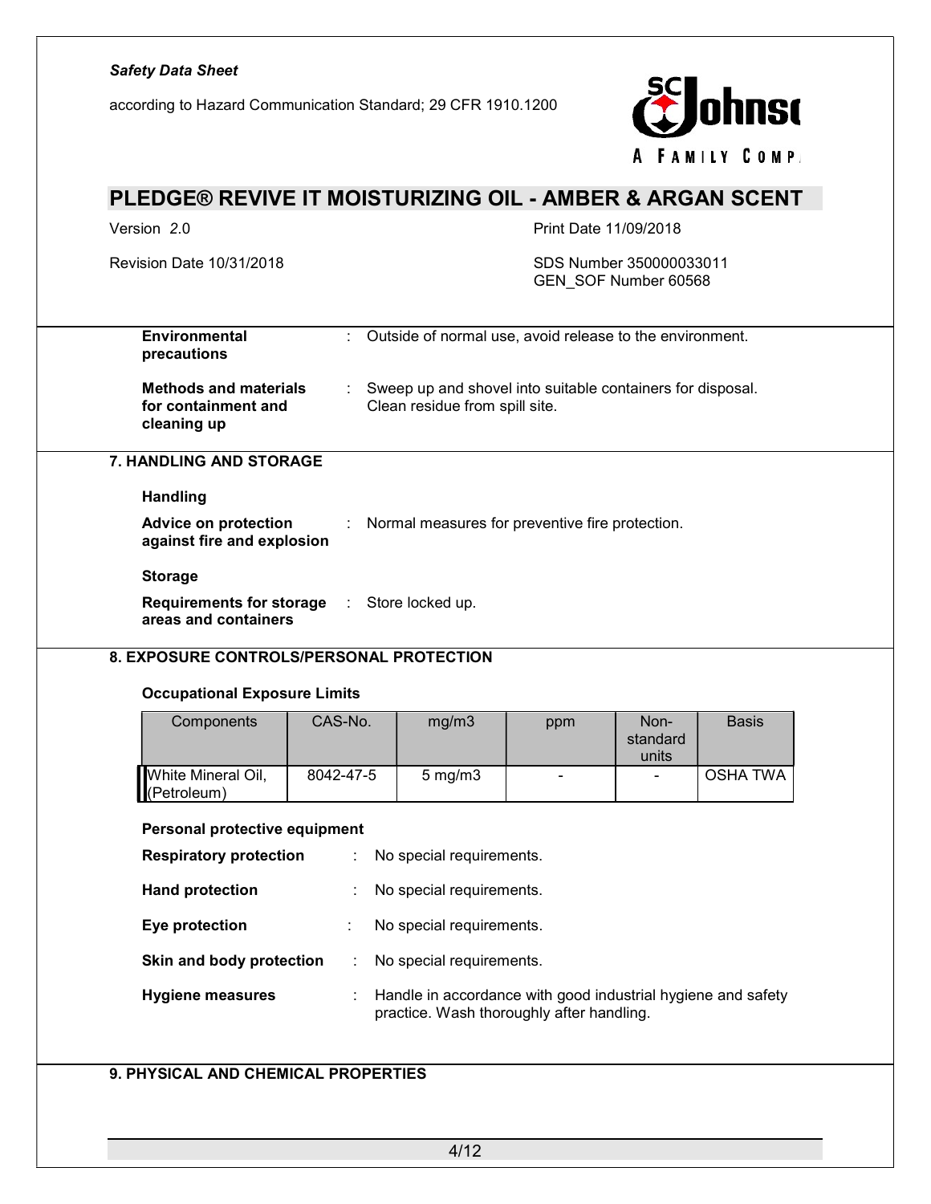| | | |
|---|---|---|
| **Environmental precautions** | : | Outside of normal use, avoid release to the environment. |
| **Methods and materials for containment and cleaning up** | : | Sweep up and shovel into suitable containers for disposal. Clean residue from spill site. |

## 7. HANDLING AND STORAGE

**Handling**

**Advice on protection against fire and explosion** : Normal measures for preventive fire protection.

**Storage**

**Requirements for storage areas and containers** : Store locked up.

## 8. EXPOSURE CONTROLS/PERSONAL PROTECTION

**Occupational Exposure Limits**

| Components | CAS-No. | mg/m3 | ppm | Non-standard units | Basis |
|---|---|---|---|---|---|
| White Mineral Oil, (Petroleum) | 8042-47-5 | 5 mg/m3 | - | - | OSHA TWA |

**Personal protective equipment**

| | | |
|---|---|---|
| **Respiratory protection** | : | No special requirements. |
| **Hand protection** | : | No special requirements. |
| **Eye protection** | : | No special requirements. |
| **Skin and body protection** | : | No special requirements. |
| **Hygiene measures** | : | Handle in accordance with good industrial hygiene and safety practice. Wash thoroughly after handling. |

## 9. PHYSICAL AND CHEMICAL PROPERTIES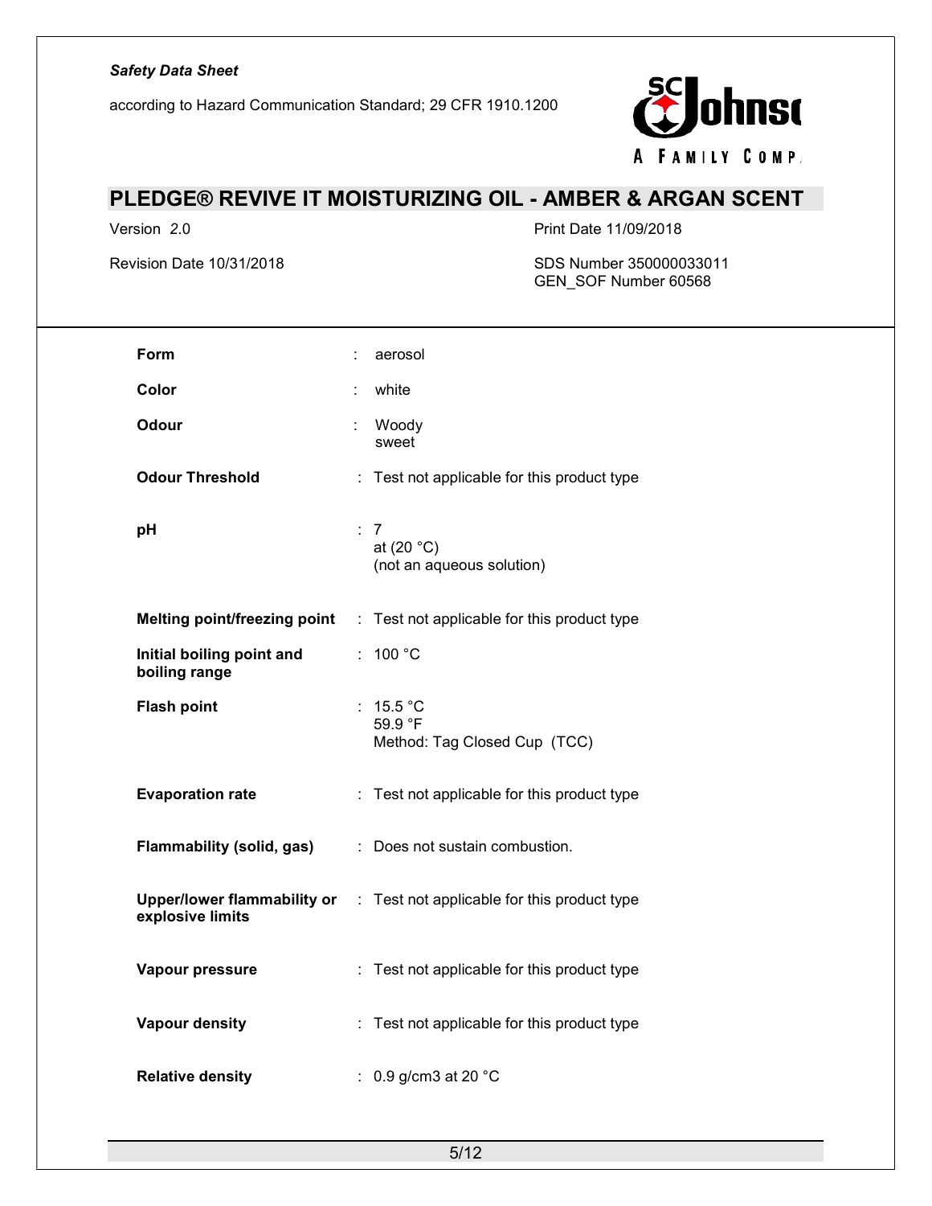| | | |
|---|---|---|
| **Form** | : | aerosol |
| **Color** | : | white |
| **Odour** | : | Woody<br>sweet |
| **Odour Threshold** | : | Test not applicable for this product type |
| **pH** | : | 7<br>at (20 °C)<br>(not an aqueous solution) |
| **Melting point/freezing point** | : | Test not applicable for this product type |
| **Initial boiling point and boiling range** | : | 100 °C |
| **Flash point** | : | 15.5 °C<br>59.9 °F<br>Method: Tag Closed Cup (TCC) |
| **Evaporation rate** | : | Test not applicable for this product type |
| **Flammability (solid, gas)** | : | Does not sustain combustion. |
| **Upper/lower flammability or explosive limits** | : | Test not applicable for this product type |
| **Vapour pressure** | : | Test not applicable for this product type |
| **Vapour density** | : | Test not applicable for this product type |
| **Relative density** | : | 0.9 g/cm3 at 20 °C |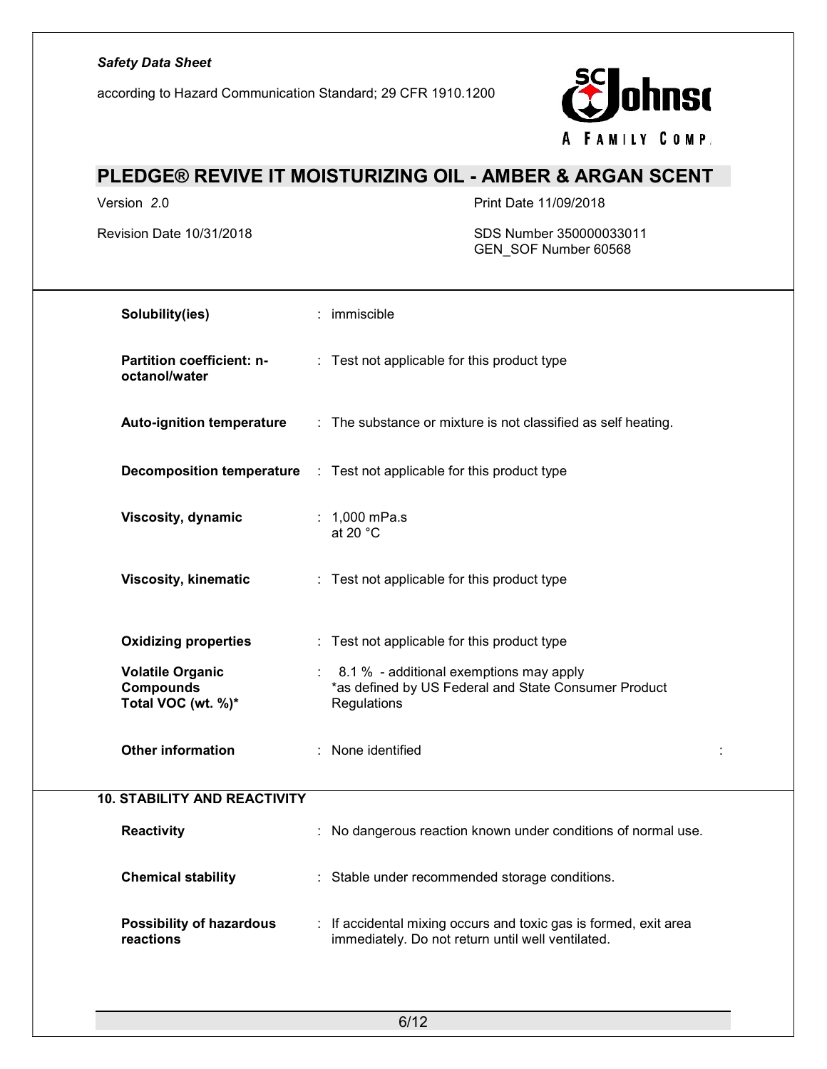| | |
|---|---|
| **Solubility(ies)** | : immiscible |
| **Partition coefficient: n-octanol/water** | : Test not applicable for this product type |
| **Auto-ignition temperature** | : The substance or mixture is not classified as self heating. |
| **Decomposition temperature** | : Test not applicable for this product type |
| **Viscosity, dynamic** | : 1,000 mPa.s at 20 °C |
| **Viscosity, kinematic** | : Test not applicable for this product type |
| **Oxidizing properties** | : Test not applicable for this product type |
| **Volatile Organic Compounds Total VOC (wt. %)*** | : 8.1 % - additional exemptions may apply *as defined by US Federal and State Consumer Product Regulations |
| **Other information** | : None identified |

## 10. STABILITY AND REACTIVITY

| | |
|---|---|
| **Reactivity** | : No dangerous reaction known under conditions of normal use. |
| **Chemical stability** | : Stable under recommended storage conditions. |
| **Possibility of hazardous reactions** | : If accidental mixing occurs and toxic gas is formed, exit area immediately. Do not return until well ventilated. |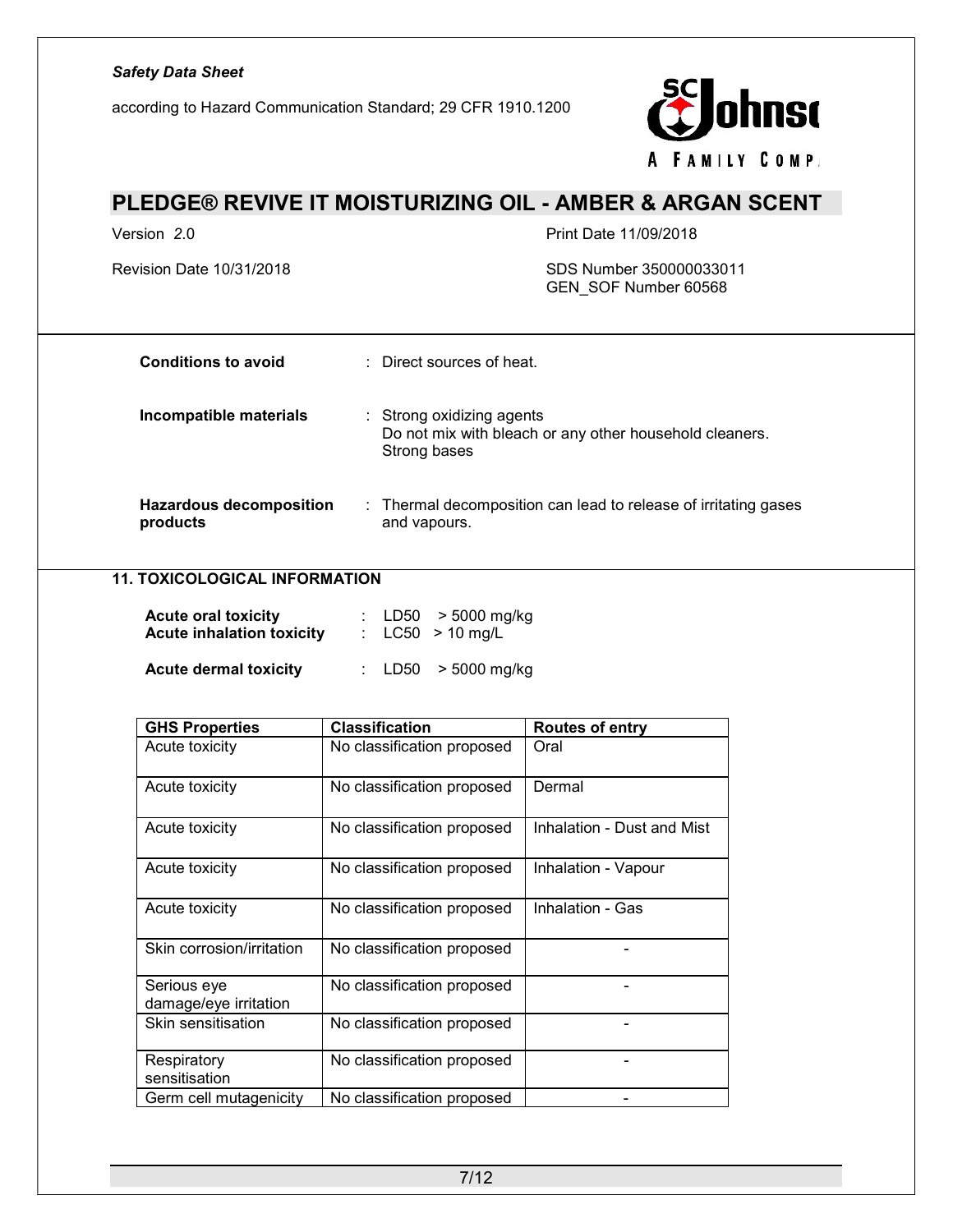| | |
|---|---|
| **Conditions to avoid** | : Direct sources of heat. |
| **Incompatible materials** | : Strong oxidizing agents<br>Do not mix with bleach or any other household cleaners.<br>Strong bases |
| **Hazardous decomposition products** | : Thermal decomposition can lead to release of irritating gases and vapours. |

## 11. TOXICOLOGICAL INFORMATION

**Acute oral toxicity** : LD50 > 5000 mg/kg
**Acute inhalation toxicity** : LC50 > 10 mg/L

**Acute dermal toxicity** : LD50 > 5000 mg/kg

| GHS Properties | Classification | Routes of entry |
|---|---|---|
| Acute toxicity | No classification proposed | Oral |
| Acute toxicity | No classification proposed | Dermal |
| Acute toxicity | No classification proposed | Inhalation - Dust and Mist |
| Acute toxicity | No classification proposed | Inhalation - Vapour |
| Acute toxicity | No classification proposed | Inhalation - Gas |
| Skin corrosion/irritation | No classification proposed | - |
| Serious eye damage/eye irritation | No classification proposed | - |
| Skin sensitisation | No classification proposed | - |
| Respiratory sensitisation | No classification proposed | - |
| Germ cell mutagenicity | No classification proposed | - |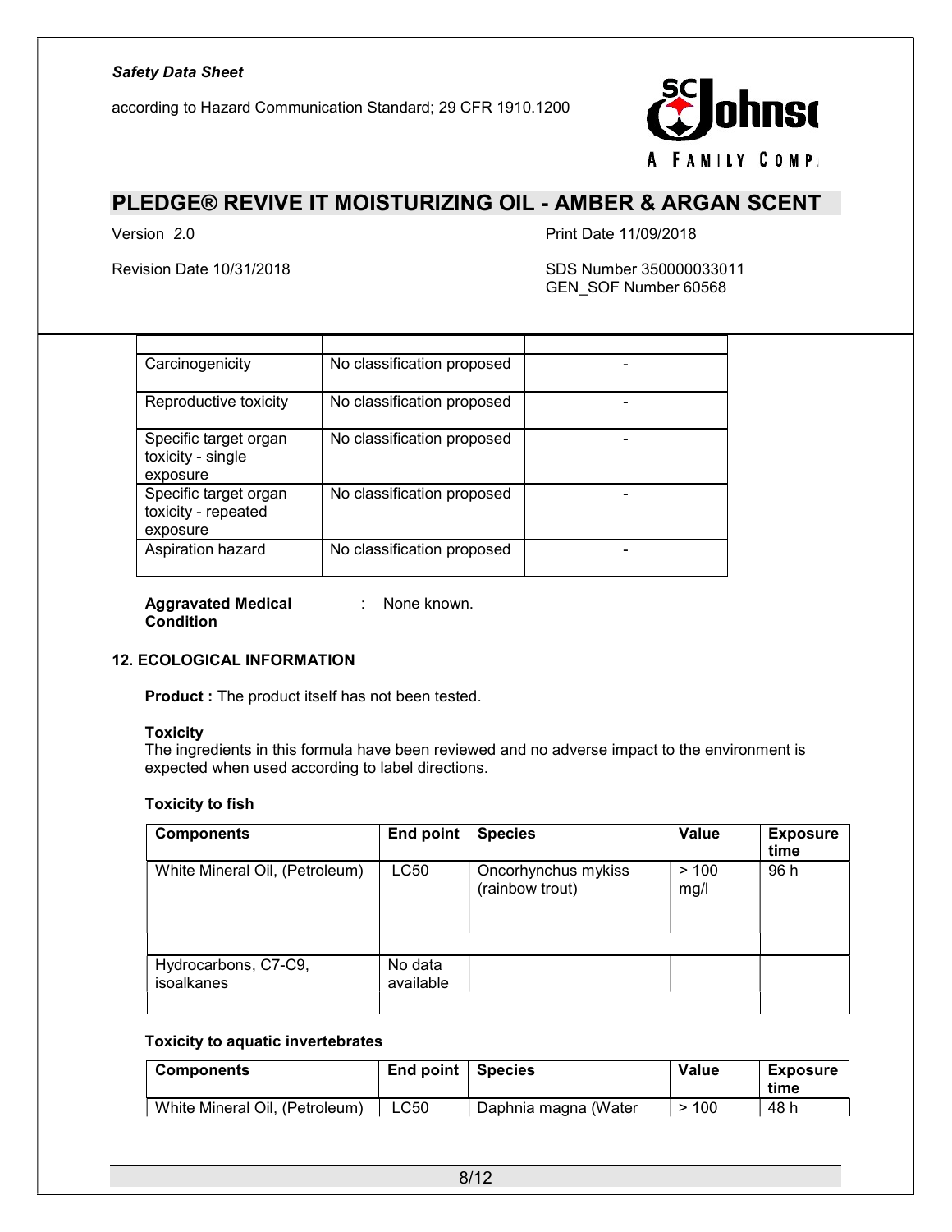| | | |
|---|---|---|
| Carcinogenicity | No classification proposed | - |
| Reproductive toxicity | No classification proposed | - |
| Specific target organ toxicity - single exposure | No classification proposed | - |
| Specific target organ toxicity - repeated exposure | No classification proposed | - |
| Aspiration hazard | No classification proposed | - |

**Aggravated Medical Condition** : None known.

## 12. ECOLOGICAL INFORMATION

**Product :** The product itself has not been tested.

**Toxicity**

The ingredients in this formula have been reviewed and no adverse impact to the environment is expected when used according to label directions.

**Toxicity to fish**

| Components | End point | Species | Value | Exposure time |
|---|---|---|---|---|
| White Mineral Oil, (Petroleum) | LC50 | Oncorhynchus mykiss (rainbow trout) | > 100 mg/l | 96 h |
| Hydrocarbons, C7-C9, isoalkanes | No data available | | | |

**Toxicity to aquatic invertebrates**

| Components | End point | Species | Value | Exposure time |
|---|---|---|---|---|
| White Mineral Oil, (Petroleum) | LC50 | Daphnia magna (Water | > 100 | 48 h |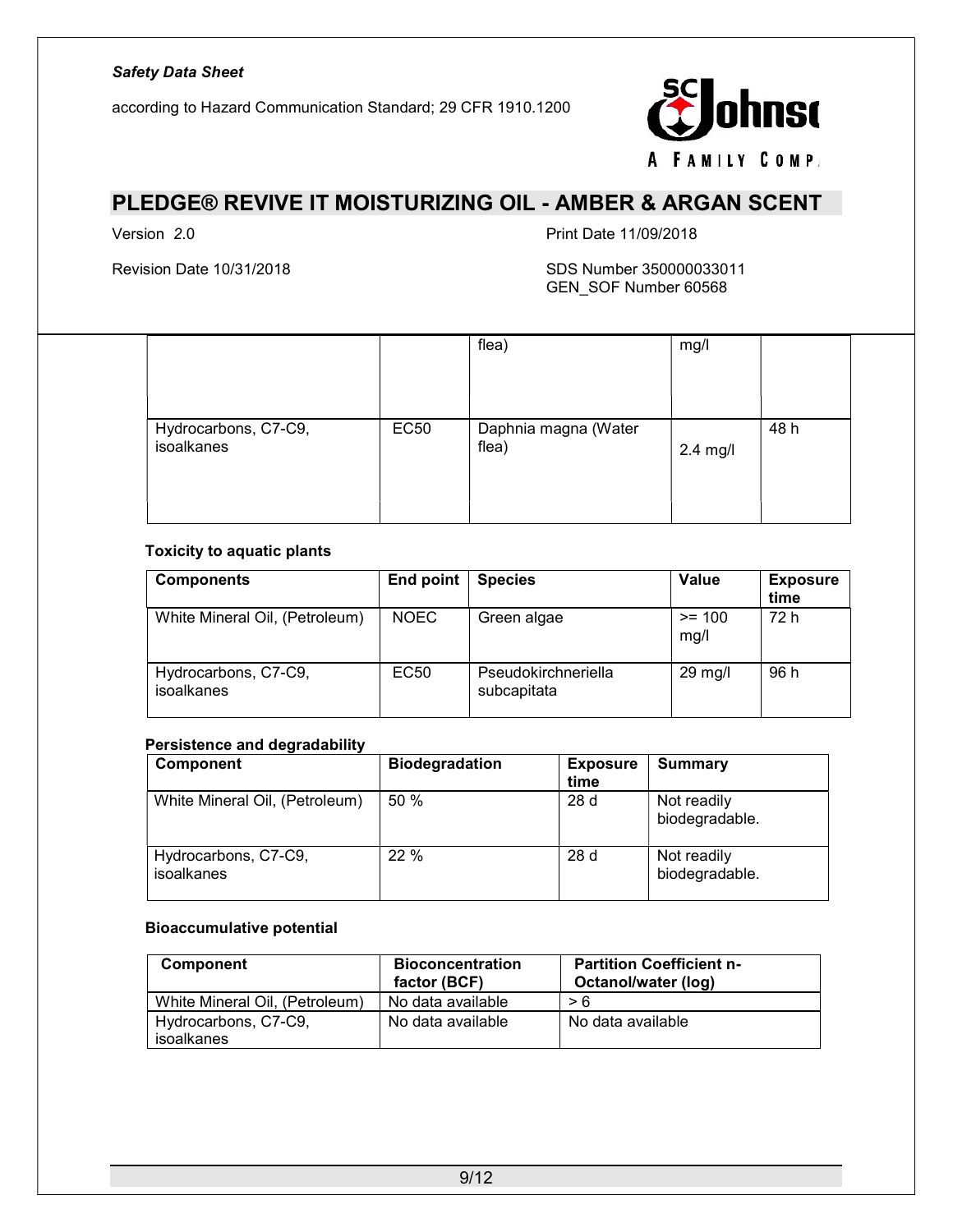|  |  | flea) | mg/l |  |
| --- | --- | --- | --- | --- |
| Hydrocarbons, C7-C9, isoalkanes | EC50 | Daphnia magna (Water flea) | 2.4 mg/l | 48 h |

**Toxicity to aquatic plants**

| Components | End point | Species | Value | Exposure time |
| --- | --- | --- | --- | --- |
| White Mineral Oil, (Petroleum) | NOEC | Green algae | >= 100 mg/l | 72 h |
| Hydrocarbons, C7-C9, isoalkanes | EC50 | Pseudokirchneriella subcapitata | 29 mg/l | 96 h |

**Persistence and degradability**

| Component | Biodegradation | Exposure time | Summary |
| --- | --- | --- | --- |
| White Mineral Oil, (Petroleum) | 50 % | 28 d | Not readily biodegradable. |
| Hydrocarbons, C7-C9, isoalkanes | 22 % | 28 d | Not readily biodegradable. |

**Bioaccumulative potential**

| Component | Bioconcentration factor (BCF) | Partition Coefficient n-Octanol/water (log) |
| --- | --- | --- |
| White Mineral Oil, (Petroleum) | No data available | > 6 |
| Hydrocarbons, C7-C9, isoalkanes | No data available | No data available |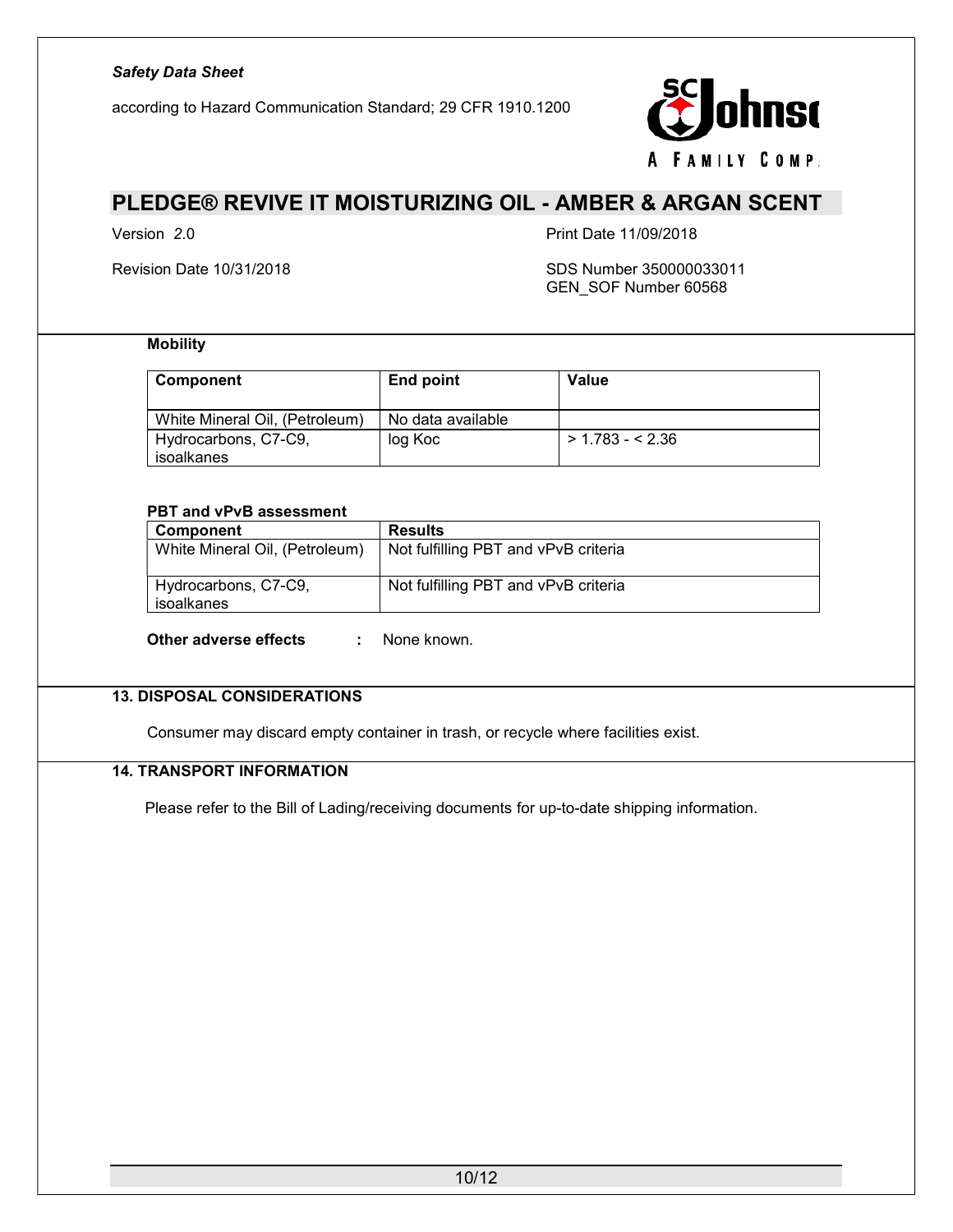**Mobility**

| Component | End point | Value |
|---|---|---|
| White Mineral Oil, (Petroleum) | No data available | |
| Hydrocarbons, C7-C9, isoalkanes | log Koc | > 1.783 - < 2.36 |

**PBT and vPvB assessment**

| Component | Results |
|---|---|
| White Mineral Oil, (Petroleum) | Not fulfilling PBT and vPvB criteria |
| Hydrocarbons, C7-C9, isoalkanes | Not fulfilling PBT and vPvB criteria |

**Other adverse effects** : None known.

## 13. DISPOSAL CONSIDERATIONS

Consumer may discard empty container in trash, or recycle where facilities exist.

## 14. TRANSPORT INFORMATION

Please refer to the Bill of Lading/receiving documents for up-to-date shipping information.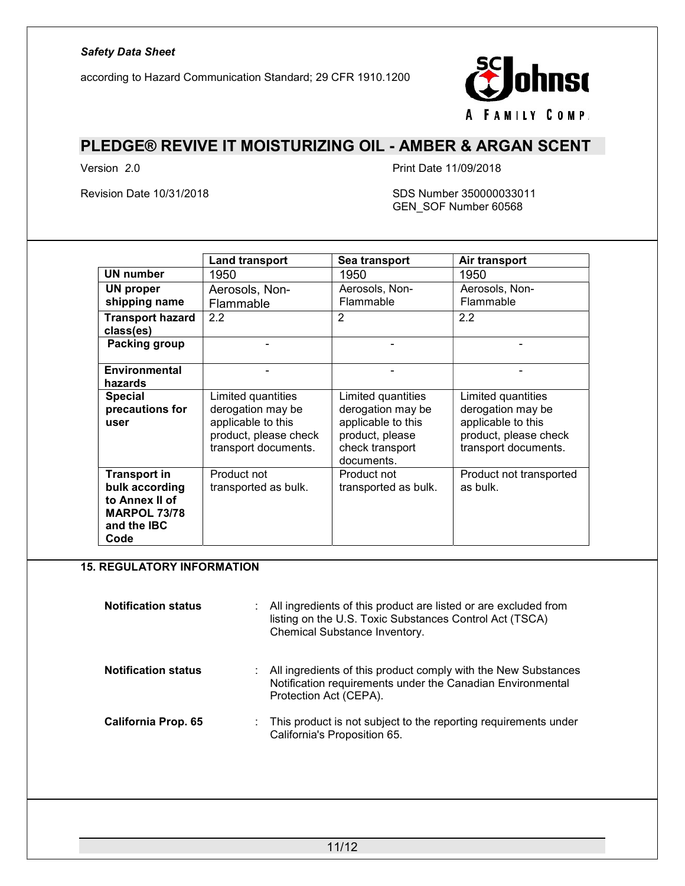| | Land transport | Sea transport | Air transport |
|---|---|---|---|
| **UN number** | 1950 | 1950 | 1950 |
| **UN proper shipping name** | Aerosols, Non-Flammable | Aerosols, Non-Flammable | Aerosols, Non-Flammable |
| **Transport hazard class(es)** | 2.2 | 2 | 2.2 |
| **Packing group** | - | - | - |
| **Environmental hazards** | - | - | - |
| **Special precautions for user** | Limited quantities derogation may be applicable to this product, please check transport documents. | Limited quantities derogation may be applicable to this product, please check transport documents. | Limited quantities derogation may be applicable to this product, please check transport documents. |
| **Transport in bulk according to Annex II of MARPOL 73/78 and the IBC Code** | Product not transported as bulk. | Product not transported as bulk. | Product not transported as bulk. |

## 15. REGULATORY INFORMATION

**Notification status** : All ingredients of this product are listed or are excluded from listing on the U.S. Toxic Substances Control Act (TSCA) Chemical Substance Inventory.

**Notification status** : All ingredients of this product comply with the New Substances Notification requirements under the Canadian Environmental Protection Act (CEPA).

**California Prop. 65** : This product is not subject to the reporting requirements under California's Proposition 65.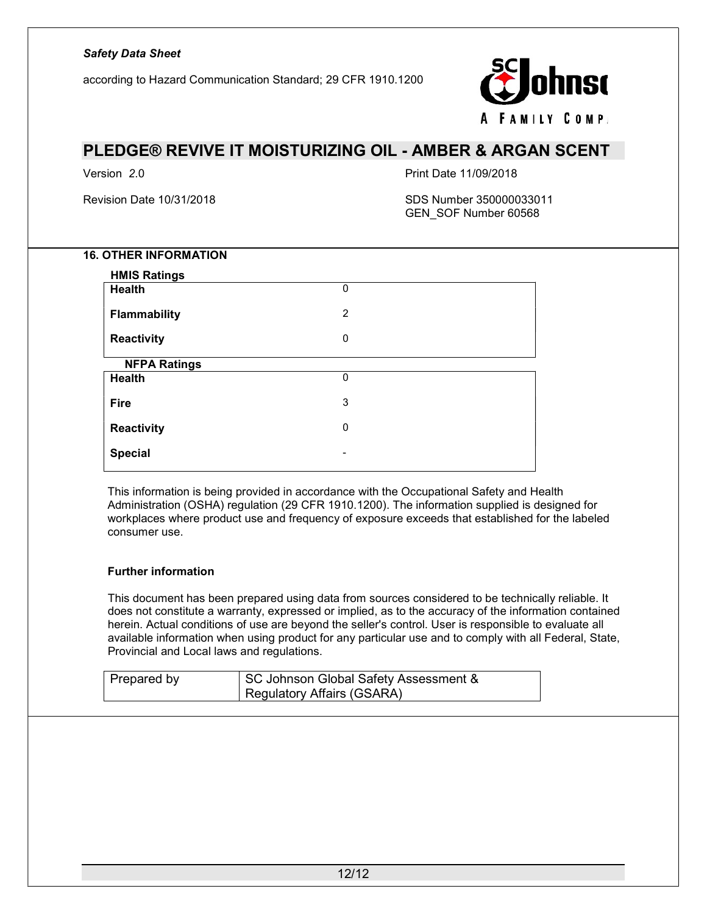## 16. OTHER INFORMATION

**HMIS Ratings**

| | |
|---|---|
| **Health** | 0 |
| **Flammability** | 2 |
| **Reactivity** | 0 |

**NFPA Ratings**

| | |
|---|---|
| **Health** | 0 |
| **Fire** | 3 |
| **Reactivity** | 0 |
| **Special** | - |

This information is being provided in accordance with the Occupational Safety and Health Administration (OSHA) regulation (29 CFR 1910.1200). The information supplied is designed for workplaces where product use and frequency of exposure exceeds that established for the labeled consumer use.

**Further information**

This document has been prepared using data from sources considered to be technically reliable. It does not constitute a warranty, expressed or implied, as to the accuracy of the information contained herein. Actual conditions of use are beyond the seller's control. User is responsible to evaluate all available information when using product for any particular use and to comply with all Federal, State, Provincial and Local laws and regulations.

| | |
|---|---|
| Prepared by | SC Johnson Global Safety Assessment & Regulatory Affairs (GSARA) |